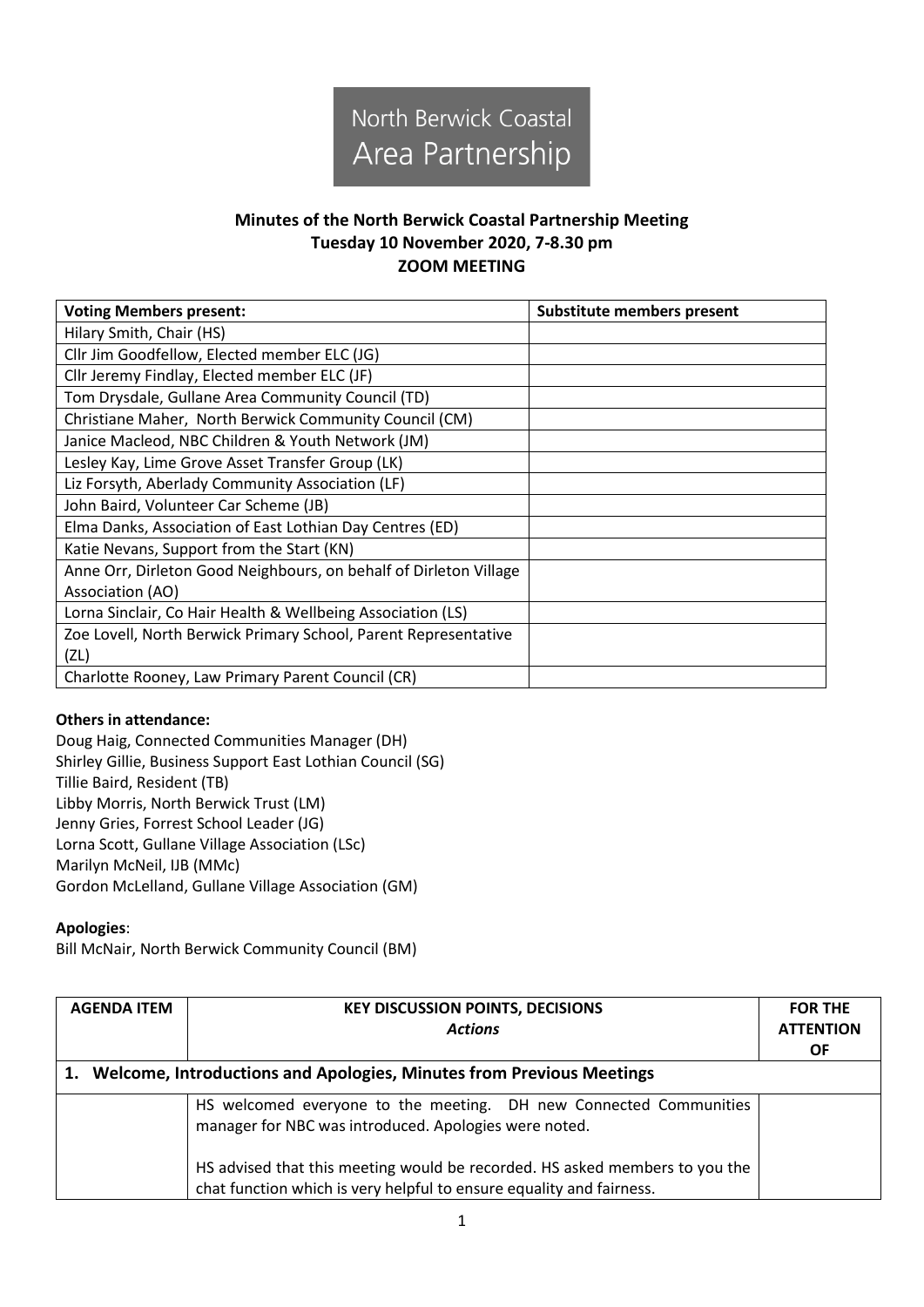North Berwick Coastal Area Partnership

# Minutes of the North Berwick Coastal Partnership Meeting
## Tuesday 10 November 2020, 7-8.30 pm
## ZOOM MEETING

| Voting Members present: | Substitute members present |
|---|---|
| Hilary Smith, Chair (HS) | |
| Cllr Jim Goodfellow, Elected member ELC (JG) | |
| Cllr Jeremy Findlay, Elected member ELC (JF) | |
| Tom Drysdale, Gullane Area Community Council (TD) | |
| Christiane Maher, North Berwick Community Council (CM) | |
| Janice Macleod, NBC Children & Youth Network (JM) | |
| Lesley Kay, Lime Grove Asset Transfer Group (LK) | |
| Liz Forsyth, Aberlady Community Association (LF) | |
| John Baird, Volunteer Car Scheme (JB) | |
| Elma Danks, Association of East Lothian Day Centres (ED) | |
| Katie Nevans, Support from the Start (KN) | |
| Anne Orr, Dirleton Good Neighbours, on behalf of Dirleton Village Association (AO) | |
| Lorna Sinclair, Co Hair Health & Wellbeing Association (LS) | |
| Zoe Lovell, North Berwick Primary School, Parent Representative (ZL) | |
| Charlotte Rooney, Law Primary Parent Council (CR) | |

**Others in attendance:**
Doug Haig, Connected Communities Manager (DH)
Shirley Gillie, Business Support East Lothian Council (SG)
Tillie Baird, Resident (TB)
Libby Morris, North Berwick Trust (LM)
Jenny Gries, Forrest School Leader (JG)
Lorna Scott, Gullane Village Association (LSc)
Marilyn McNeil, IJB (MMc)
Gordon McLelland, Gullane Village Association (GM)

**Apologies**:
Bill McNair, North Berwick Community Council (BM)

| AGENDA ITEM | KEY DISCUSSION POINTS, DECISIONS *Actions* | FOR THE ATTENTION OF |
|---|---|---|
| **1. Welcome, Introductions and Apologies, Minutes from Previous Meetings** | | |
| | HS welcomed everyone to the meeting. DH new Connected Communities manager for NBC was introduced. Apologies were noted.<br><br>HS advised that this meeting would be recorded. HS asked members to you the chat function which is very helpful to ensure equality and fairness. | |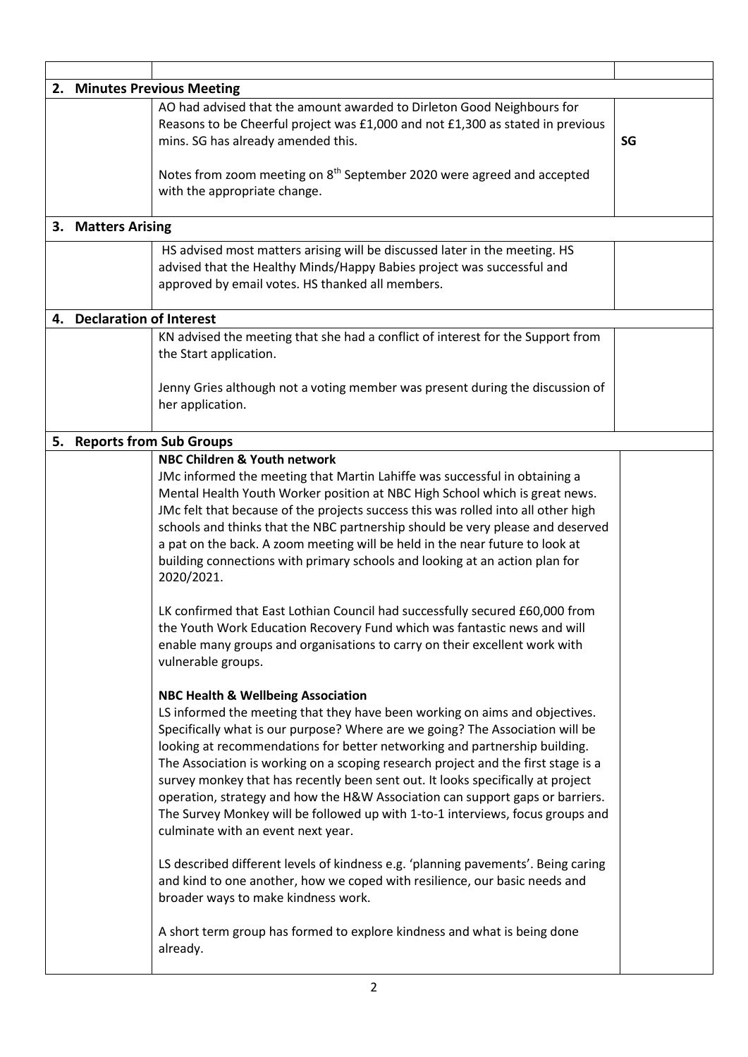| | | |
|---|---|---|
| **2. Minutes Previous Meeting** | | |
| | AO had advised that the amount awarded to Dirleton Good Neighbours for Reasons to be Cheerful project was £1,000 and not £1,300 as stated in previous mins. SG has already amended this.<br><br>Notes from zoom meeting on 8th September 2020 were agreed and accepted with the appropriate change. | **SG** |
| **3. Matters Arising** | | |
| | HS advised most matters arising will be discussed later in the meeting. HS advised that the Healthy Minds/Happy Babies project was successful and approved by email votes. HS thanked all members. | |
| **4. Declaration of Interest** | | |
| | KN advised the meeting that she had a conflict of interest for the Support from the Start application.<br><br>Jenny Gries although not a voting member was present during the discussion of her application. | |
| **5. Reports from Sub Groups** | | |
| | **NBC Children & Youth network**<br>JMc informed the meeting that Martin Lahiffe was successful in obtaining a Mental Health Youth Worker position at NBC High School which is great news. JMc felt that because of the projects success this was rolled into all other high schools and thinks that the NBC partnership should be very please and deserved a pat on the back. A zoom meeting will be held in the near future to look at building connections with primary schools and looking at an action plan for 2020/2021.<br><br>LK confirmed that East Lothian Council had successfully secured £60,000 from the Youth Work Education Recovery Fund which was fantastic news and will enable many groups and organisations to carry on their excellent work with vulnerable groups.<br><br>**NBC Health & Wellbeing Association**<br>LS informed the meeting that they have been working on aims and objectives. Specifically what is our purpose? Where are we going? The Association will be looking at recommendations for better networking and partnership building. The Association is working on a scoping research project and the first stage is a survey monkey that has recently been sent out. It looks specifically at project operation, strategy and how the H&W Association can support gaps or barriers. The Survey Monkey will be followed up with 1-to-1 interviews, focus groups and culminate with an event next year.<br><br>LS described different levels of kindness e.g. 'planning pavements'. Being caring and kind to one another, how we coped with resilience, our basic needs and broader ways to make kindness work.<br><br>A short term group has formed to explore kindness and what is being done already. | |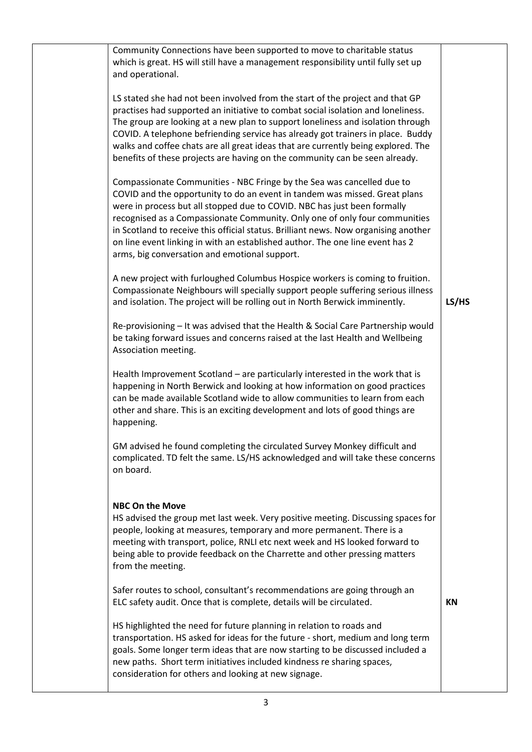| | | |
|---|---|---|
| | Community Connections have been supported to move to charitable status which is great. HS will still have a management responsibility until fully set up and operational.<br><br>LS stated she had not been involved from the start of the project and that GP practises had supported an initiative to combat social isolation and loneliness. The group are looking at a new plan to support loneliness and isolation through COVID. A telephone befriending service has already got trainers in place. Buddy walks and coffee chats are all great ideas that are currently being explored. The benefits of these projects are having on the community can be seen already.<br><br>Compassionate Communities - NBC Fringe by the Sea was cancelled due to COVID and the opportunity to do an event in tandem was missed. Great plans were in process but all stopped due to COVID. NBC has just been formally recognised as a Compassionate Community. Only one of only four communities in Scotland to receive this official status. Brilliant news. Now organising another on line event linking in with an established author. The one line event has 2 arms, big conversation and emotional support.<br><br>A new project with furloughed Columbus Hospice workers is coming to fruition. Compassionate Neighbours will specially support people suffering serious illness and isolation. The project will be rolling out in North Berwick imminently.<br><br>Re-provisioning – It was advised that the Health & Social Care Partnership would be taking forward issues and concerns raised at the last Health and Wellbeing Association meeting.<br><br>Health Improvement Scotland – are particularly interested in the work that is happening in North Berwick and looking at how information on good practices can be made available Scotland wide to allow communities to learn from each other and share. This is an exciting development and lots of good things are happening.<br><br>GM advised he found completing the circulated Survey Monkey difficult and complicated. TD felt the same. LS/HS acknowledged and will take these concerns on board. | **LS/HS** |
| | **NBC On the Move**<br>HS advised the group met last week. Very positive meeting. Discussing spaces for people, looking at measures, temporary and more permanent. There is a meeting with transport, police, RNLI etc next week and HS looked forward to being able to provide feedback on the Charrette and other pressing matters from the meeting.<br><br>Safer routes to school, consultant's recommendations are going through an ELC safety audit. Once that is complete, details will be circulated.<br><br>HS highlighted the need for future planning in relation to roads and transportation. HS asked for ideas for the future - short, medium and long term goals. Some longer term ideas that are now starting to be discussed included a new paths. Short term initiatives included kindness re sharing spaces, consideration for others and looking at new signage. | **KN** |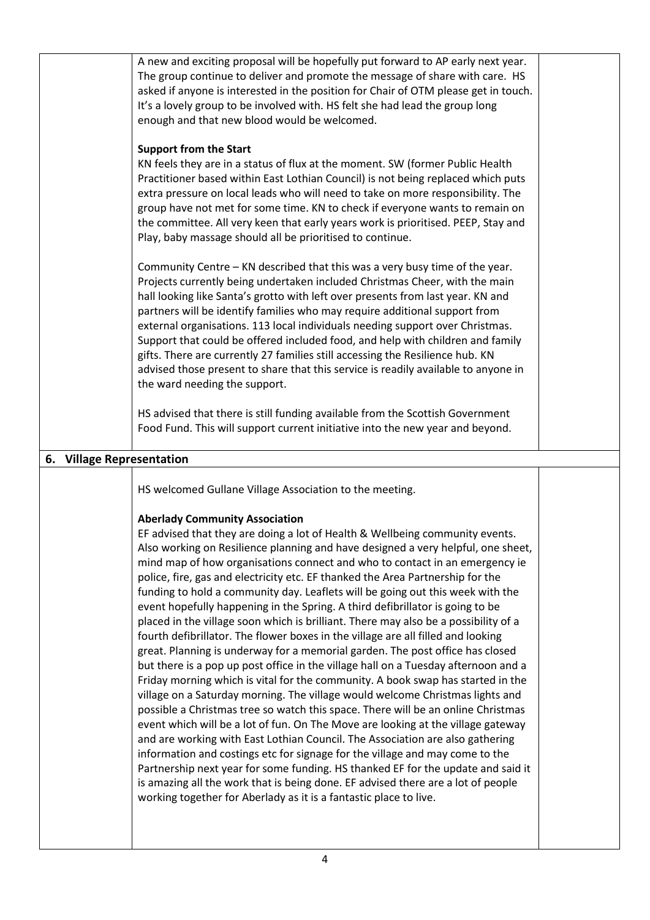A new and exciting proposal will be hopefully put forward to AP early next year. The group continue to deliver and promote the message of share with care. HS asked if anyone is interested in the position for Chair of OTM please get in touch. It's a lovely group to be involved with. HS felt she had lead the group long enough and that new blood would be welcomed.

**Support from the Start**

KN feels they are in a status of flux at the moment. SW (former Public Health Practitioner based within East Lothian Council) is not being replaced which puts extra pressure on local leads who will need to take on more responsibility. The group have not met for some time. KN to check if everyone wants to remain on the committee. All very keen that early years work is prioritised. PEEP, Stay and Play, baby massage should all be prioritised to continue.

Community Centre – KN described that this was a very busy time of the year. Projects currently being undertaken included Christmas Cheer, with the main hall looking like Santa's grotto with left over presents from last year. KN and partners will be identify families who may require additional support from external organisations. 113 local individuals needing support over Christmas. Support that could be offered included food, and help with children and family gifts. There are currently 27 families still accessing the Resilience hub. KN advised those present to share that this service is readily available to anyone in the ward needing the support.

HS advised that there is still funding available from the Scottish Government Food Fund. This will support current initiative into the new year and beyond.

## 6. Village Representation

HS welcomed Gullane Village Association to the meeting.

**Aberlady Community Association**

EF advised that they are doing a lot of Health & Wellbeing community events. Also working on Resilience planning and have designed a very helpful, one sheet, mind map of how organisations connect and who to contact in an emergency ie police, fire, gas and electricity etc. EF thanked the Area Partnership for the funding to hold a community day. Leaflets will be going out this week with the event hopefully happening in the Spring. A third defibrillator is going to be placed in the village soon which is brilliant. There may also be a possibility of a fourth defibrillator. The flower boxes in the village are all filled and looking great. Planning is underway for a memorial garden. The post office has closed but there is a pop up post office in the village hall on a Tuesday afternoon and a Friday morning which is vital for the community. A book swap has started in the village on a Saturday morning. The village would welcome Christmas lights and possible a Christmas tree so watch this space. There will be an online Christmas event which will be a lot of fun. On The Move are looking at the village gateway and are working with East Lothian Council. The Association are also gathering information and costings etc for signage for the village and may come to the Partnership next year for some funding. HS thanked EF for the update and said it is amazing all the work that is being done. EF advised there are a lot of people working together for Aberlady as it is a fantastic place to live.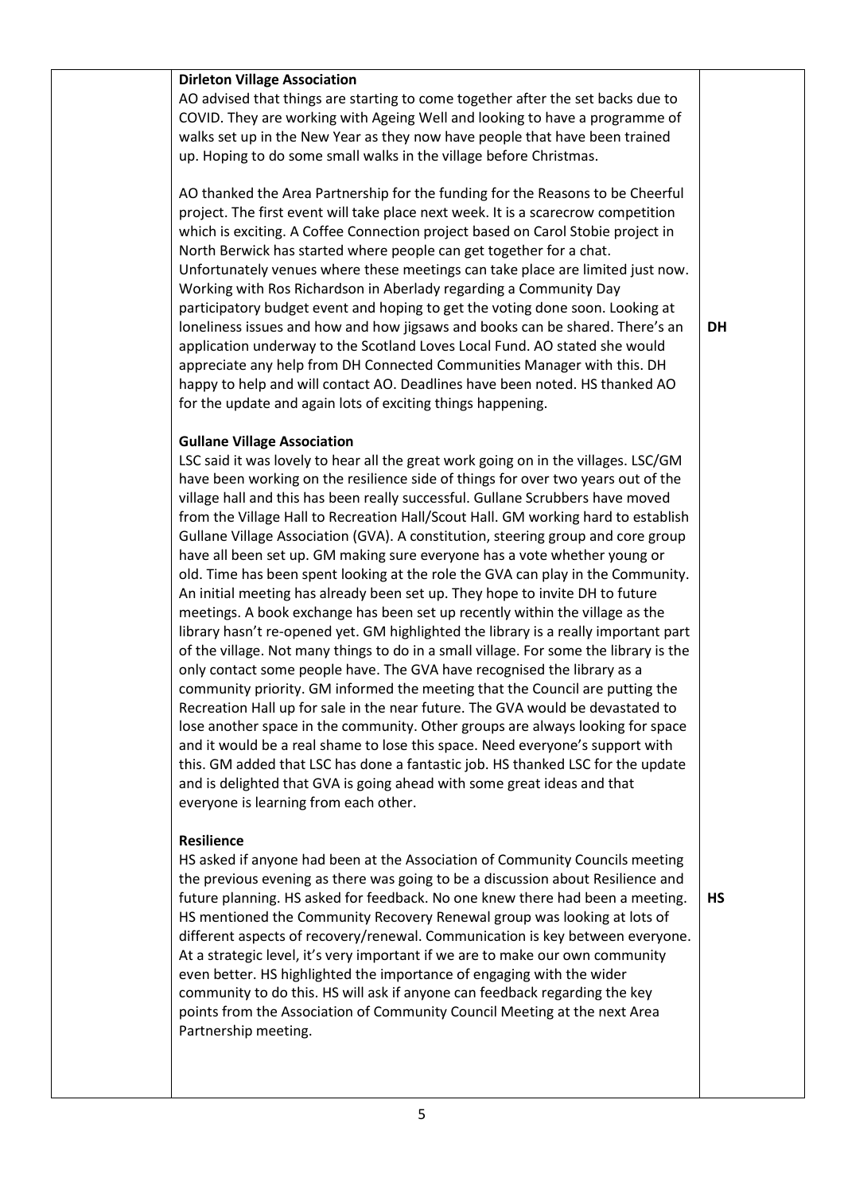| | | |
|---|---|---|
| | **Dirleton Village Association**<br>AO advised that things are starting to come together after the set backs due to COVID. They are working with Ageing Well and looking to have a programme of walks set up in the New Year as they now have people that have been trained up. Hoping to do some small walks in the village before Christmas.<br><br>AO thanked the Area Partnership for the funding for the Reasons to be Cheerful project. The first event will take place next week. It is a scarecrow competition which is exciting. A Coffee Connection project based on Carol Stobie project in North Berwick has started where people can get together for a chat. Unfortunately venues where these meetings can take place are limited just now. Working with Ros Richardson in Aberlady regarding a Community Day participatory budget event and hoping to get the voting done soon. Looking at loneliness issues and how and how jigsaws and books can be shared. There's an application underway to the Scotland Loves Local Fund. AO stated she would appreciate any help from DH Connected Communities Manager with this. DH happy to help and will contact AO. Deadlines have been noted. HS thanked AO for the update and again lots of exciting things happening. | DH |
| | **Gullane Village Association**<br>LSC said it was lovely to hear all the great work going on in the villages. LSC/GM have been working on the resilience side of things for over two years out of the village hall and this has been really successful. Gullane Scrubbers have moved from the Village Hall to Recreation Hall/Scout Hall. GM working hard to establish Gullane Village Association (GVA). A constitution, steering group and core group have all been set up. GM making sure everyone has a vote whether young or old. Time has been spent looking at the role the GVA can play in the Community. An initial meeting has already been set up. They hope to invite DH to future meetings. A book exchange has been set up recently within the village as the library hasn't re-opened yet. GM highlighted the library is a really important part of the village. Not many things to do in a small village. For some the library is the only contact some people have. The GVA have recognised the library as a community priority. GM informed the meeting that the Council are putting the Recreation Hall up for sale in the near future. The GVA would be devastated to lose another space in the community. Other groups are always looking for space and it would be a real shame to lose this space. Need everyone's support with this. GM added that LSC has done a fantastic job. HS thanked LSC for the update and is delighted that GVA is going ahead with some great ideas and that everyone is learning from each other. | |
| | **Resilience**<br>HS asked if anyone had been at the Association of Community Councils meeting the previous evening as there was going to be a discussion about Resilience and future planning. HS asked for feedback. No one knew there had been a meeting. HS mentioned the Community Recovery Renewal group was looking at lots of different aspects of recovery/renewal. Communication is key between everyone. At a strategic level, it's very important if we are to make our own community even better. HS highlighted the importance of engaging with the wider community to do this. HS will ask if anyone can feedback regarding the key points from the Association of Community Council Meeting at the next Area Partnership meeting. | HS |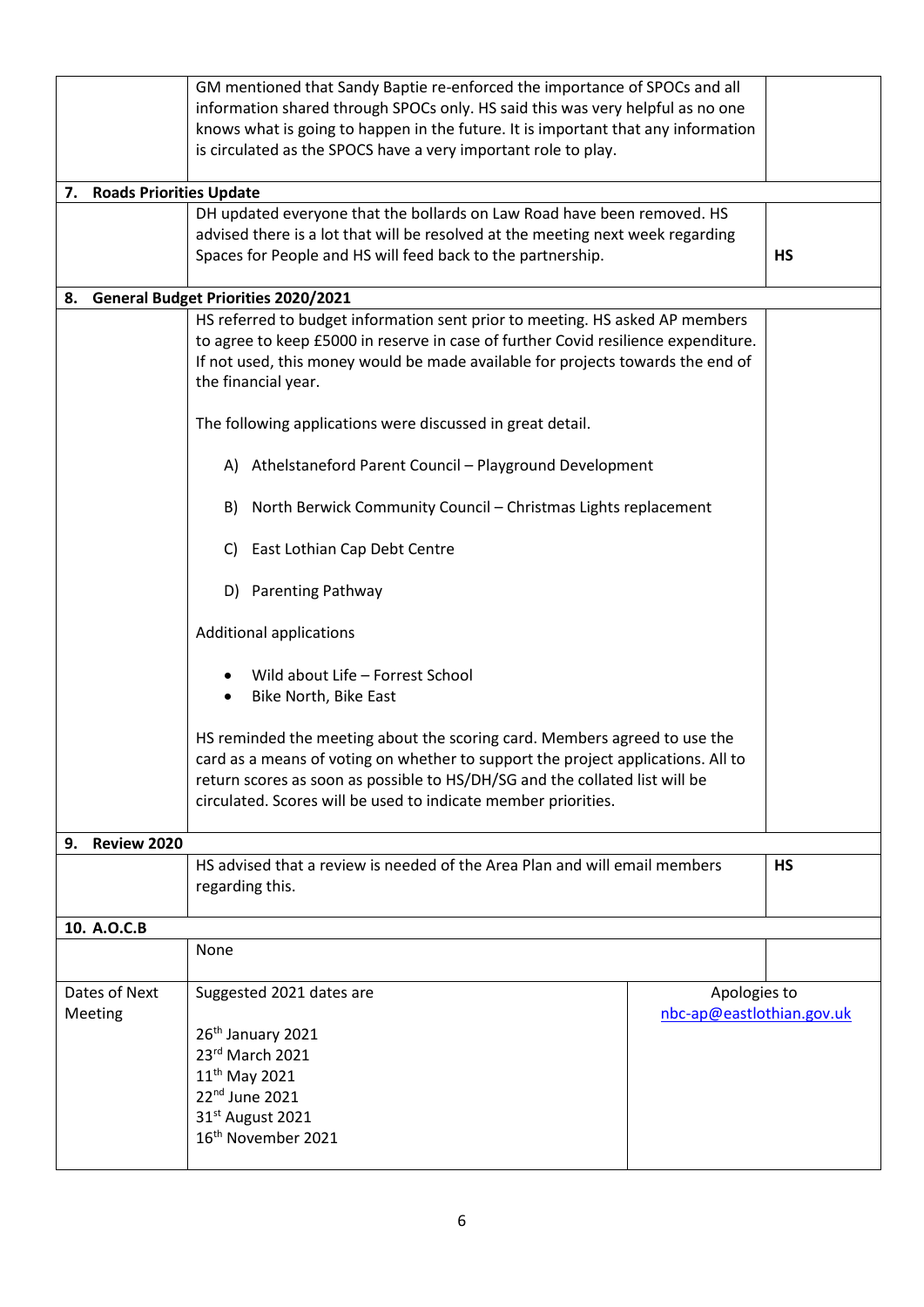| | | |
|---|---|---|
| | GM mentioned that Sandy Baptie re-enforced the importance of SPOCs and all information shared through SPOCs only. HS said this was very helpful as no one knows what is going to happen in the future. It is important that any information is circulated as the SPOCS have a very important role to play. | |
| **7. Roads Priorities Update** | | |
| | DH updated everyone that the bollards on Law Road have been removed. HS advised there is a lot that will be resolved at the meeting next week regarding Spaces for People and HS will feed back to the partnership. | **HS** |
| **8. General Budget Priorities 2020/2021** | | |
| | HS referred to budget information sent prior to meeting. HS asked AP members to agree to keep £5000 in reserve in case of further Covid resilience expenditure. If not used, this money would be made available for projects towards the end of the financial year.<br><br>The following applications were discussed in great detail.<br><br>A) Athelstaneford Parent Council – Playground Development<br><br>B) North Berwick Community Council – Christmas Lights replacement<br><br>C) East Lothian Cap Debt Centre<br><br>D) Parenting Pathway<br><br>Additional applications<br><br>• Wild about Life – Forrest School<br>• Bike North, Bike East<br><br>HS reminded the meeting about the scoring card. Members agreed to use the card as a means of voting on whether to support the project applications. All to return scores as soon as possible to HS/DH/SG and the collated list will be circulated. Scores will be used to indicate member priorities. | |
| **9. Review 2020** | | |
| | HS advised that a review is needed of the Area Plan and will email members regarding this. | **HS** |
| **10. A.O.C.B** | | |
| | None | |
| Dates of Next Meeting | Suggested 2021 dates are<br><br>26th January 2021<br>23rd March 2021<br>11th May 2021<br>22nd June 2021<br>31st August 2021<br>16th November 2021 | Apologies to [nbc-ap@eastlothian.gov.uk](mailto:nbc-ap@eastlothian.gov.uk) |